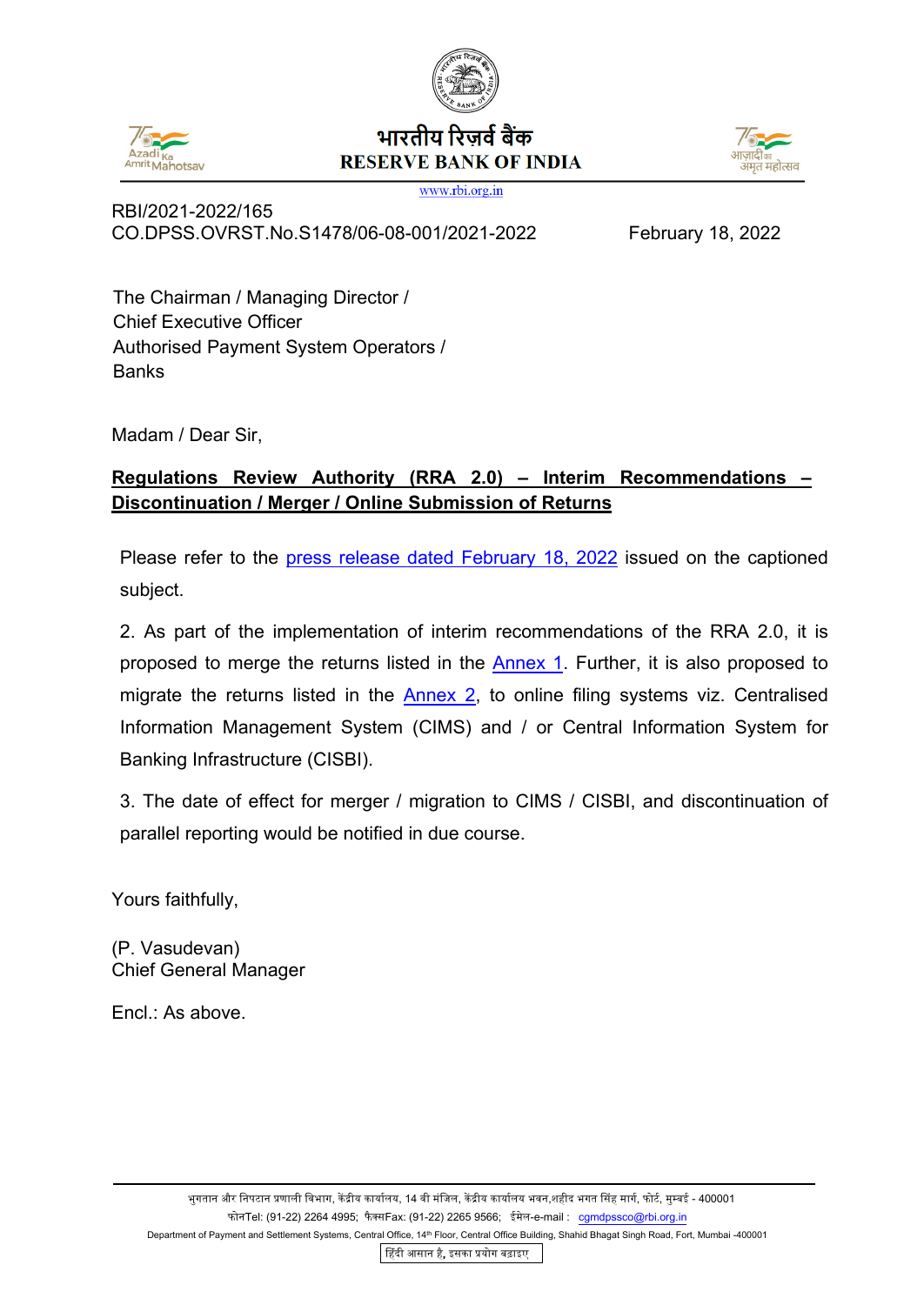भारतीय रिज़र्व बैंक
RESERVE BANK OF INDIA
www.rbi.org.in

RBI/2021-2022/165
CO.DPSS.OVRST.No.S1478/06-08-001/2021-2022 February 18, 2022

The Chairman / Managing Director /
Chief Executive Officer
Authorised Payment System Operators /
Banks

Madam / Dear Sir,

**Regulations Review Authority (RRA 2.0) – Interim Recommendations – Discontinuation / Merger / Online Submission of Returns**

Please refer to the press release dated February 18, 2022 issued on the captioned subject.

2. As part of the implementation of interim recommendations of the RRA 2.0, it is proposed to merge the returns listed in the Annex 1. Further, it is also proposed to migrate the returns listed in the Annex 2, to online filing systems viz. Centralised Information Management System (CIMS) and / or Central Information System for Banking Infrastructure (CISBI).

3. The date of effect for merger / migration to CIMS / CISBI, and discontinuation of parallel reporting would be notified in due course.

Yours faithfully,

(P. Vasudevan)
Chief General Manager

Encl.: As above.

भुगतान और निपटान प्रणाली विभाग, केंद्रीय कार्यालय, 14 वी मंजिल, केंद्रीय कार्यालय भवन,शहीद भगत सिंह मार्ग, फोर्ट, मुम्बई - 400001
फोनTel: (91-22) 2264 4995; फैक्सFax: (91-22) 2265 9566; ईमेल-e-mail : cgmdpssco@rbi.org.in
Department of Payment and Settlement Systems, Central Office, 14th Floor, Central Office Building, Shahid Bhagat Singh Road, Fort, Mumbai -400001

हिंदी आसान है, इसका प्रयोग बढ़ाइए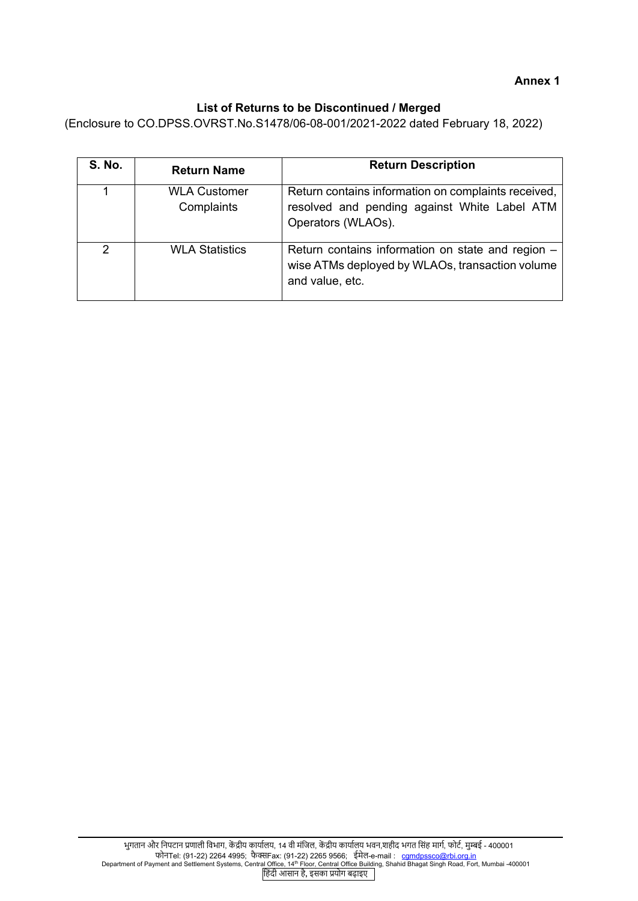**Annex 1**

**List of Returns to be Discontinued / Merged**

(Enclosure to CO.DPSS.OVRST.No.S1478/06-08-001/2021-2022 dated February 18, 2022)

| S. No. | Return Name | Return Description |
|---|---|---|
| 1 | WLA Customer Complaints | Return contains information on complaints received, resolved and pending against White Label ATM Operators (WLAOs). |
| 2 | WLA Statistics | Return contains information on state and region – wise ATMs deployed by WLAOs, transaction volume and value, etc. |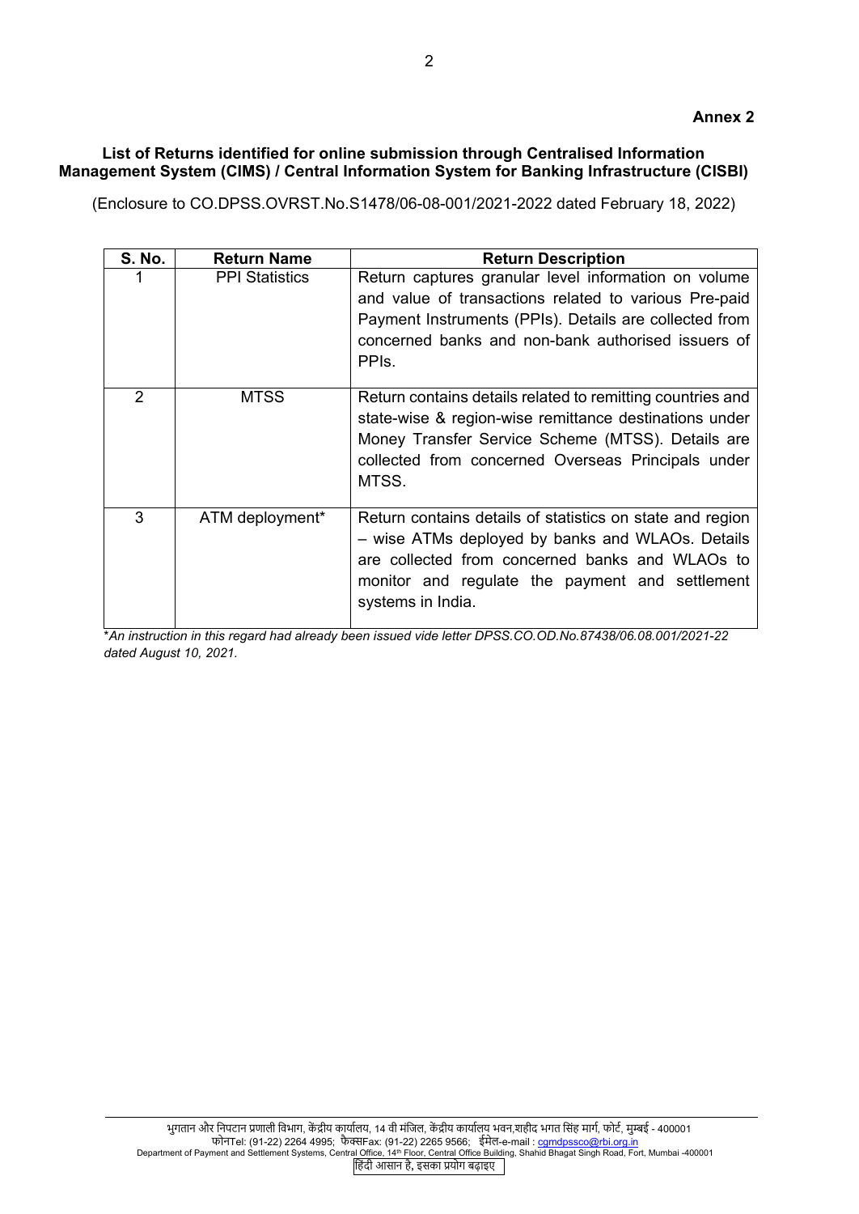**Annex 2**

**List of Returns identified for online submission through Centralised Information Management System (CIMS) / Central Information System for Banking Infrastructure (CISBI)**

(Enclosure to CO.DPSS.OVRST.No.S1478/06-08-001/2021-2022 dated February 18, 2022)

| S. No. | Return Name | Return Description |
|---|---|---|
| 1 | PPI Statistics | Return captures granular level information on volume and value of transactions related to various Pre-paid Payment Instruments (PPIs). Details are collected from concerned banks and non-bank authorised issuers of PPIs. |
| 2 | MTSS | Return contains details related to remitting countries and state-wise & region-wise remittance destinations under Money Transfer Service Scheme (MTSS). Details are collected from concerned Overseas Principals under MTSS. |
| 3 | ATM deployment* | Return contains details of statistics on state and region – wise ATMs deployed by banks and WLAOs. Details are collected from concerned banks and WLAOs to monitor and regulate the payment and settlement systems in India. |

**An instruction in this regard had already been issued vide letter DPSS.CO.OD.No.87438/06.08.001/2021-22 dated August 10, 2021.*

भुगतान और निपटान प्रणाली विभाग, केंद्रीय कार्यालय, 14 वी मंजिल, केंद्रीय कार्यालय भवन,शहीद भगत सिंह मार्ग, फोर्ट, मुम्बई - 400001
फोनTel: (91-22) 2264 4995; फैक्सFax: (91-22) 2265 9566; ईमेल-e-mail : cgmdpssco@rbi.org.in
Department of Payment and Settlement Systems, Central Office, 14th Floor, Central Office Building, Shahid Bhagat Singh Road, Fort, Mumbai -400001
हिंदी आसान है, इसका प्रयोग बढ़ाइए